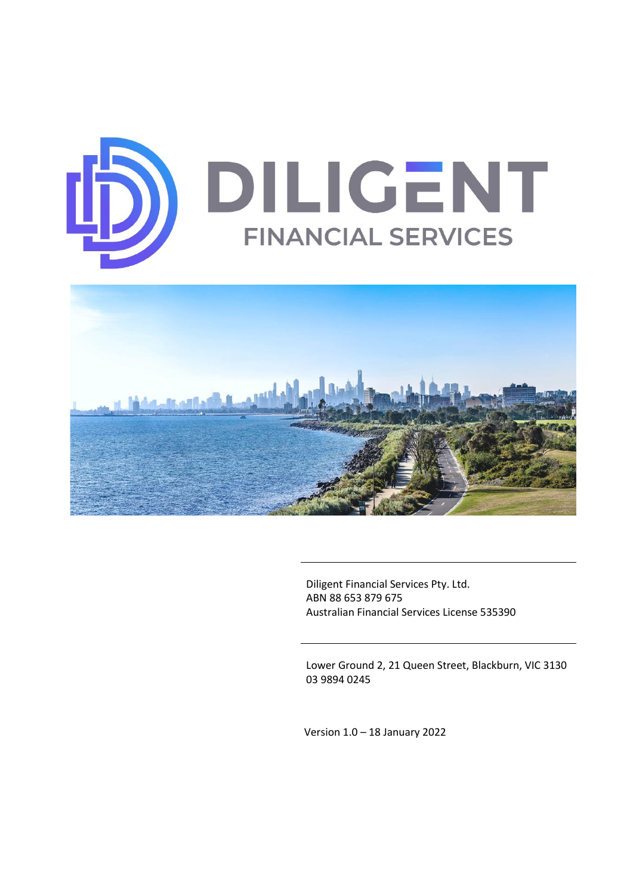# DILIGENT

## FINANCIAL SERVICES

Diligent Financial Services Pty. Ltd.
ABN 88 653 879 675
Australian Financial Services License 535390

Lower Ground 2, 21 Queen Street, Blackburn, VIC 3130
03 9894 0245

Version 1.0 – 18 January 2022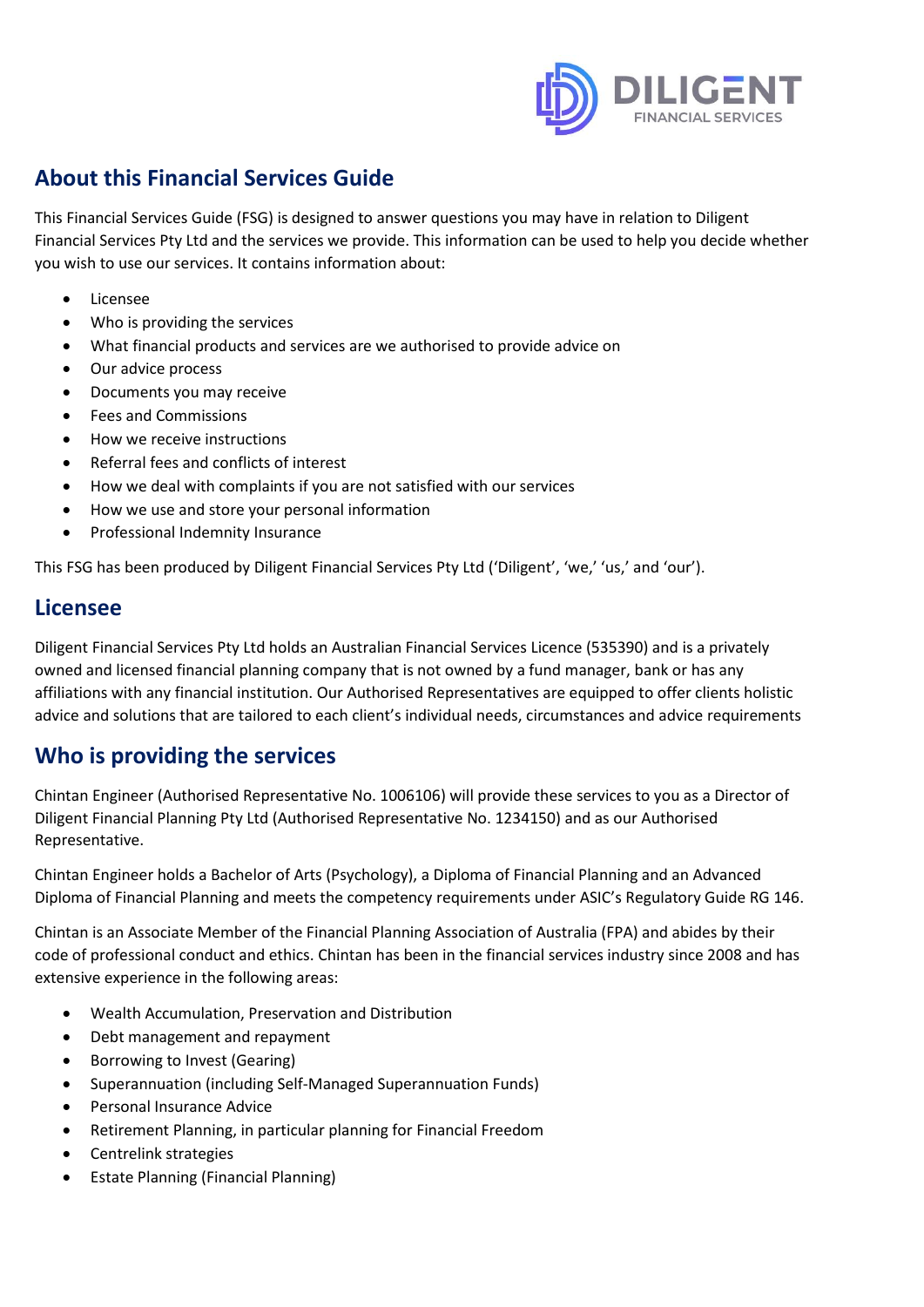## About this Financial Services Guide

This Financial Services Guide (FSG) is designed to answer questions you may have in relation to Diligent Financial Services Pty Ltd and the services we provide. This information can be used to help you decide whether you wish to use our services. It contains information about:

- Licensee
- Who is providing the services
- What financial products and services are we authorised to provide advice on
- Our advice process
- Documents you may receive
- Fees and Commissions
- How we receive instructions
- Referral fees and conflicts of interest
- How we deal with complaints if you are not satisfied with our services
- How we use and store your personal information
- Professional Indemnity Insurance

This FSG has been produced by Diligent Financial Services Pty Ltd ('Diligent', 'we,' 'us,' and 'our').

## Licensee

Diligent Financial Services Pty Ltd holds an Australian Financial Services Licence (535390) and is a privately owned and licensed financial planning company that is not owned by a fund manager, bank or has any affiliations with any financial institution. Our Authorised Representatives are equipped to offer clients holistic advice and solutions that are tailored to each client's individual needs, circumstances and advice requirements

## Who is providing the services

Chintan Engineer (Authorised Representative No. 1006106) will provide these services to you as a Director of Diligent Financial Planning Pty Ltd (Authorised Representative No. 1234150) and as our Authorised Representative.

Chintan Engineer holds a Bachelor of Arts (Psychology), a Diploma of Financial Planning and an Advanced Diploma of Financial Planning and meets the competency requirements under ASIC's Regulatory Guide RG 146.

Chintan is an Associate Member of the Financial Planning Association of Australia (FPA) and abides by their code of professional conduct and ethics. Chintan has been in the financial services industry since 2008 and has extensive experience in the following areas:

- Wealth Accumulation, Preservation and Distribution
- Debt management and repayment
- Borrowing to Invest (Gearing)
- Superannuation (including Self-Managed Superannuation Funds)
- Personal Insurance Advice
- Retirement Planning, in particular planning for Financial Freedom
- Centrelink strategies
- Estate Planning (Financial Planning)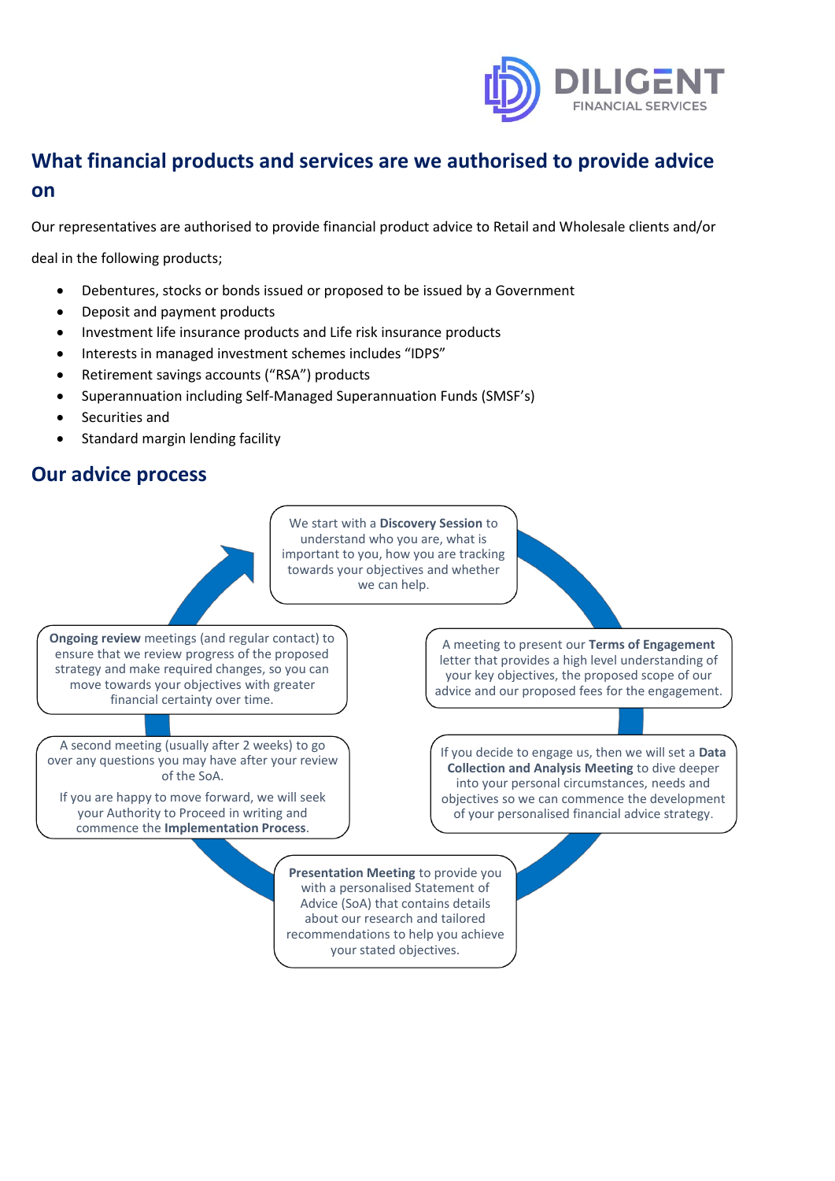## What financial products and services are we authorised to provide advice on

Our representatives are authorised to provide financial product advice to Retail and Wholesale clients and/or deal in the following products;

- Debentures, stocks or bonds issued or proposed to be issued by a Government
- Deposit and payment products
- Investment life insurance products and Life risk insurance products
- Interests in managed investment schemes includes "IDPS"
- Retirement savings accounts ("RSA") products
- Superannuation including Self-Managed Superannuation Funds (SMSF's)
- Securities and
- Standard margin lending facility

## Our advice process

We start with a **Discovery Session** to understand who you are, what is important to you, how you are tracking towards your objectives and whether we can help.

A meeting to present our **Terms of Engagement** letter that provides a high level understanding of your key objectives, the proposed scope of our advice and our proposed fees for the engagement.

If you decide to engage us, then we will set a **Data Collection and Analysis Meeting** to dive deeper into your personal circumstances, needs and objectives so we can commence the development of your personalised financial advice strategy.

**Presentation Meeting** to provide you with a personalised Statement of Advice (SoA) that contains details about our research and tailored recommendations to help you achieve your stated objectives.

A second meeting (usually after 2 weeks) to go over any questions you may have after your review of the SoA.

If you are happy to move forward, we will seek your Authority to Proceed in writing and commence the **Implementation Process**.

**Ongoing review** meetings (and regular contact) to ensure that we review progress of the proposed strategy and make required changes, so you can move towards your objectives with greater financial certainty over time.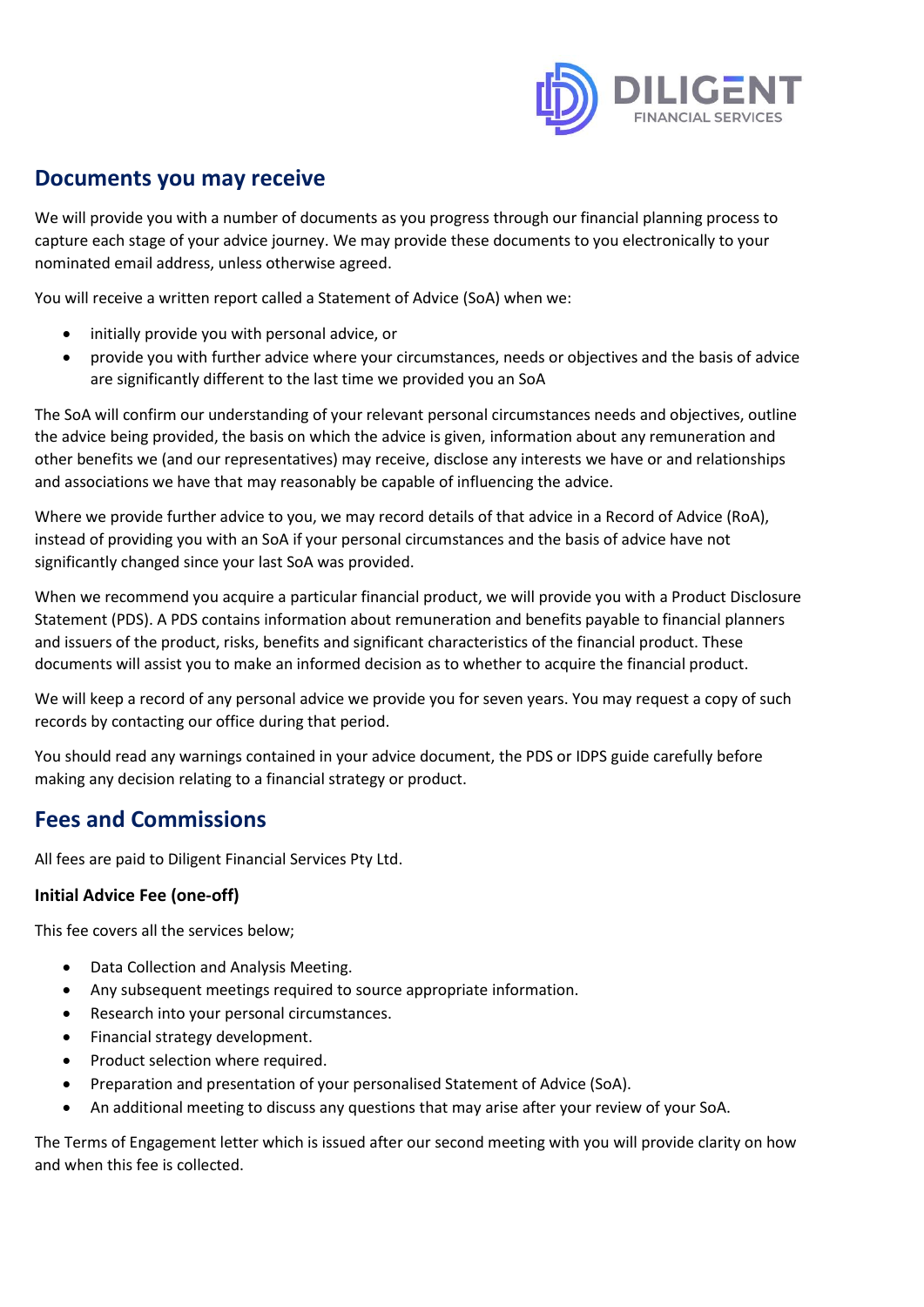## Documents you may receive

We will provide you with a number of documents as you progress through our financial planning process to capture each stage of your advice journey. We may provide these documents to you electronically to your nominated email address, unless otherwise agreed.

You will receive a written report called a Statement of Advice (SoA) when we:

- initially provide you with personal advice, or
- provide you with further advice where your circumstances, needs or objectives and the basis of advice are significantly different to the last time we provided you an SoA

The SoA will confirm our understanding of your relevant personal circumstances needs and objectives, outline the advice being provided, the basis on which the advice is given, information about any remuneration and other benefits we (and our representatives) may receive, disclose any interests we have or and relationships and associations we have that may reasonably be capable of influencing the advice.

Where we provide further advice to you, we may record details of that advice in a Record of Advice (RoA), instead of providing you with an SoA if your personal circumstances and the basis of advice have not significantly changed since your last SoA was provided.

When we recommend you acquire a particular financial product, we will provide you with a Product Disclosure Statement (PDS). A PDS contains information about remuneration and benefits payable to financial planners and issuers of the product, risks, benefits and significant characteristics of the financial product. These documents will assist you to make an informed decision as to whether to acquire the financial product.

We will keep a record of any personal advice we provide you for seven years. You may request a copy of such records by contacting our office during that period.

You should read any warnings contained in your advice document, the PDS or IDPS guide carefully before making any decision relating to a financial strategy or product.

## Fees and Commissions

All fees are paid to Diligent Financial Services Pty Ltd.

### Initial Advice Fee (one-off)

This fee covers all the services below;

- Data Collection and Analysis Meeting.
- Any subsequent meetings required to source appropriate information.
- Research into your personal circumstances.
- Financial strategy development.
- Product selection where required.
- Preparation and presentation of your personalised Statement of Advice (SoA).
- An additional meeting to discuss any questions that may arise after your review of your SoA.

The Terms of Engagement letter which is issued after our second meeting with you will provide clarity on how and when this fee is collected.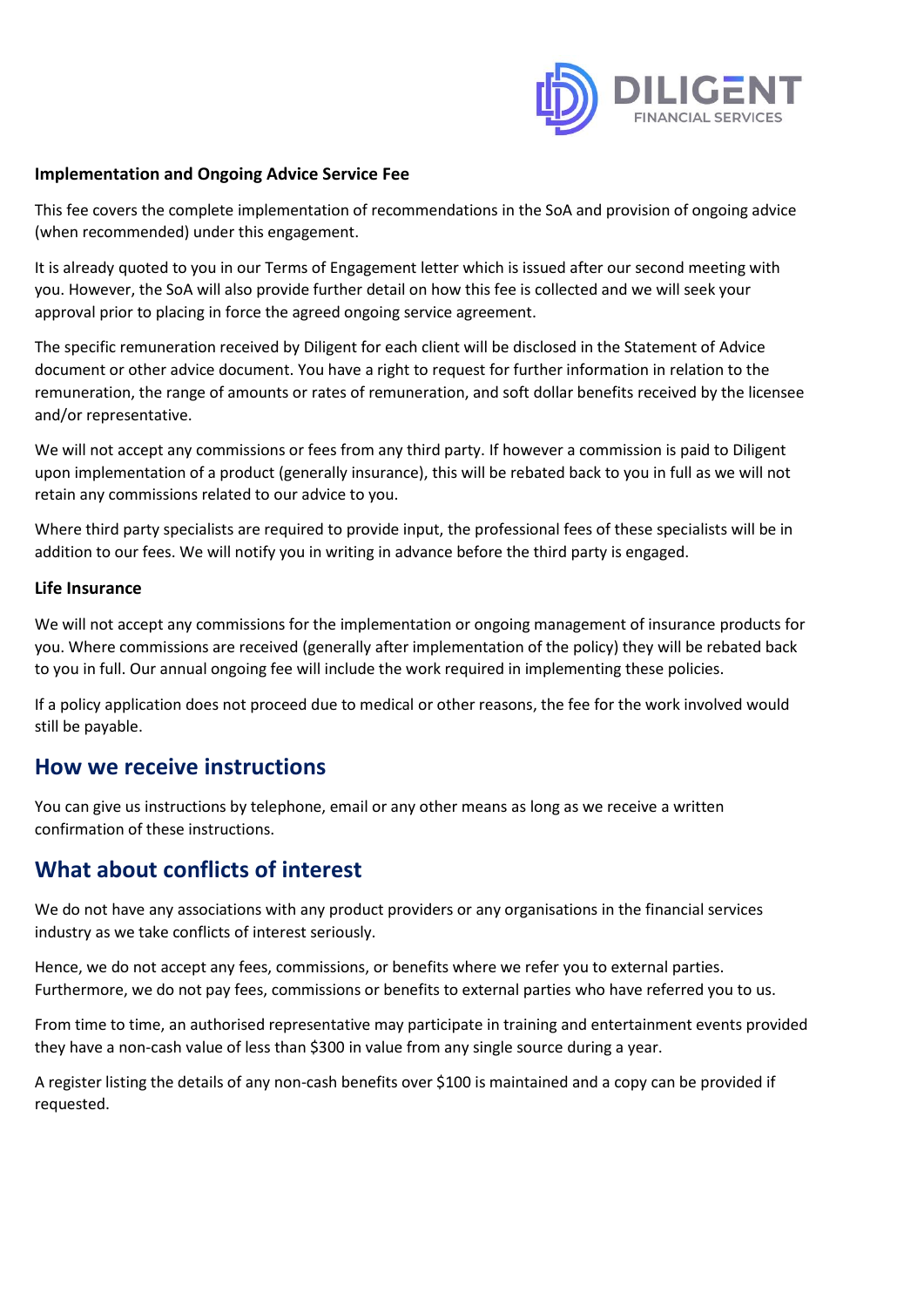### Implementation and Ongoing Advice Service Fee

This fee covers the complete implementation of recommendations in the SoA and provision of ongoing advice (when recommended) under this engagement.

It is already quoted to you in our Terms of Engagement letter which is issued after our second meeting with you. However, the SoA will also provide further detail on how this fee is collected and we will seek your approval prior to placing in force the agreed ongoing service agreement.

The specific remuneration received by Diligent for each client will be disclosed in the Statement of Advice document or other advice document. You have a right to request for further information in relation to the remuneration, the range of amounts or rates of remuneration, and soft dollar benefits received by the licensee and/or representative.

We will not accept any commissions or fees from any third party. If however a commission is paid to Diligent upon implementation of a product (generally insurance), this will be rebated back to you in full as we will not retain any commissions related to our advice to you.

Where third party specialists are required to provide input, the professional fees of these specialists will be in addition to our fees. We will notify you in writing in advance before the third party is engaged.

### Life Insurance

We will not accept any commissions for the implementation or ongoing management of insurance products for you. Where commissions are received (generally after implementation of the policy) they will be rebated back to you in full. Our annual ongoing fee will include the work required in implementing these policies.

If a policy application does not proceed due to medical or other reasons, the fee for the work involved would still be payable.

## How we receive instructions

You can give us instructions by telephone, email or any other means as long as we receive a written confirmation of these instructions.

## What about conflicts of interest

We do not have any associations with any product providers or any organisations in the financial services industry as we take conflicts of interest seriously.

Hence, we do not accept any fees, commissions, or benefits where we refer you to external parties. Furthermore, we do not pay fees, commissions or benefits to external parties who have referred you to us.

From time to time, an authorised representative may participate in training and entertainment events provided they have a non-cash value of less than $300 in value from any single source during a year.

A register listing the details of any non-cash benefits over $100 is maintained and a copy can be provided if requested.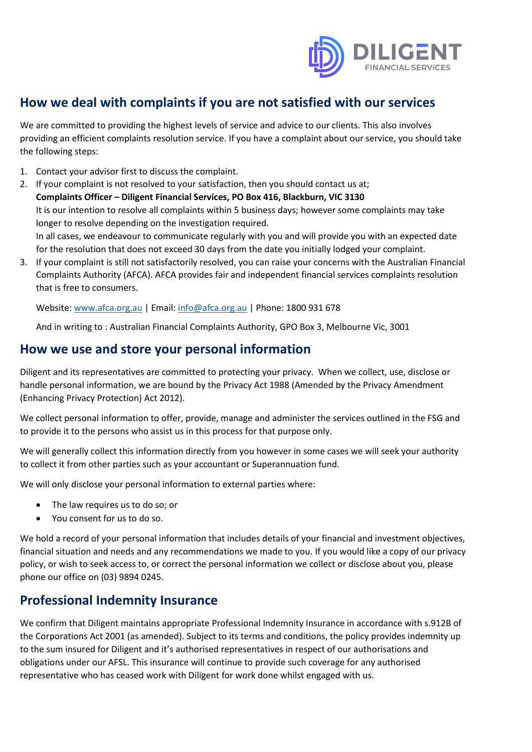## How we deal with complaints if you are not satisfied with our services

We are committed to providing the highest levels of service and advice to our clients. This also involves providing an efficient complaints resolution service. If you have a complaint about our service, you should take the following steps:

1. Contact your advisor first to discuss the complaint.
2. If your complaint is not resolved to your satisfaction, then you should contact us at;
   **Complaints Officer – Diligent Financial Services, PO Box 416, Blackburn, VIC 3130**
   It is our intention to resolve all complaints within 5 business days; however some complaints may take longer to resolve depending on the investigation required.
   In all cases, we endeavour to communicate regularly with you and will provide you with an expected date for the resolution that does not exceed 30 days from the date you initially lodged your complaint.
3. If your complaint is still not satisfactorily resolved, you can raise your concerns with the Australian Financial Complaints Authority (AFCA). AFCA provides fair and independent financial services complaints resolution that is free to consumers.

   Website: www.afca.org.au | Email: info@afca.org.au | Phone: 1800 931 678

   And in writing to : Australian Financial Complaints Authority, GPO Box 3, Melbourne Vic, 3001

## How we use and store your personal information

Diligent and its representatives are committed to protecting your privacy. When we collect, use, disclose or handle personal information, we are bound by the Privacy Act 1988 (Amended by the Privacy Amendment (Enhancing Privacy Protection) Act 2012).

We collect personal information to offer, provide, manage and administer the services outlined in the FSG and to provide it to the persons who assist us in this process for that purpose only.

We will generally collect this information directly from you however in some cases we will seek your authority to collect it from other parties such as your accountant or Superannuation fund.

We will only disclose your personal information to external parties where:

- The law requires us to do so; or
- You consent for us to do so.

We hold a record of your personal information that includes details of your financial and investment objectives, financial situation and needs and any recommendations we made to you. If you would like a copy of our privacy policy, or wish to seek access to, or correct the personal information we collect or disclose about you, please phone our office on (03) 9894 0245.

## Professional Indemnity Insurance

We confirm that Diligent maintains appropriate Professional Indemnity Insurance in accordance with s.912B of the Corporations Act 2001 (as amended). Subject to its terms and conditions, the policy provides indemnity up to the sum insured for Diligent and it's authorised representatives in respect of our authorisations and obligations under our AFSL. This insurance will continue to provide such coverage for any authorised representative who has ceased work with Diligent for work done whilst engaged with us.